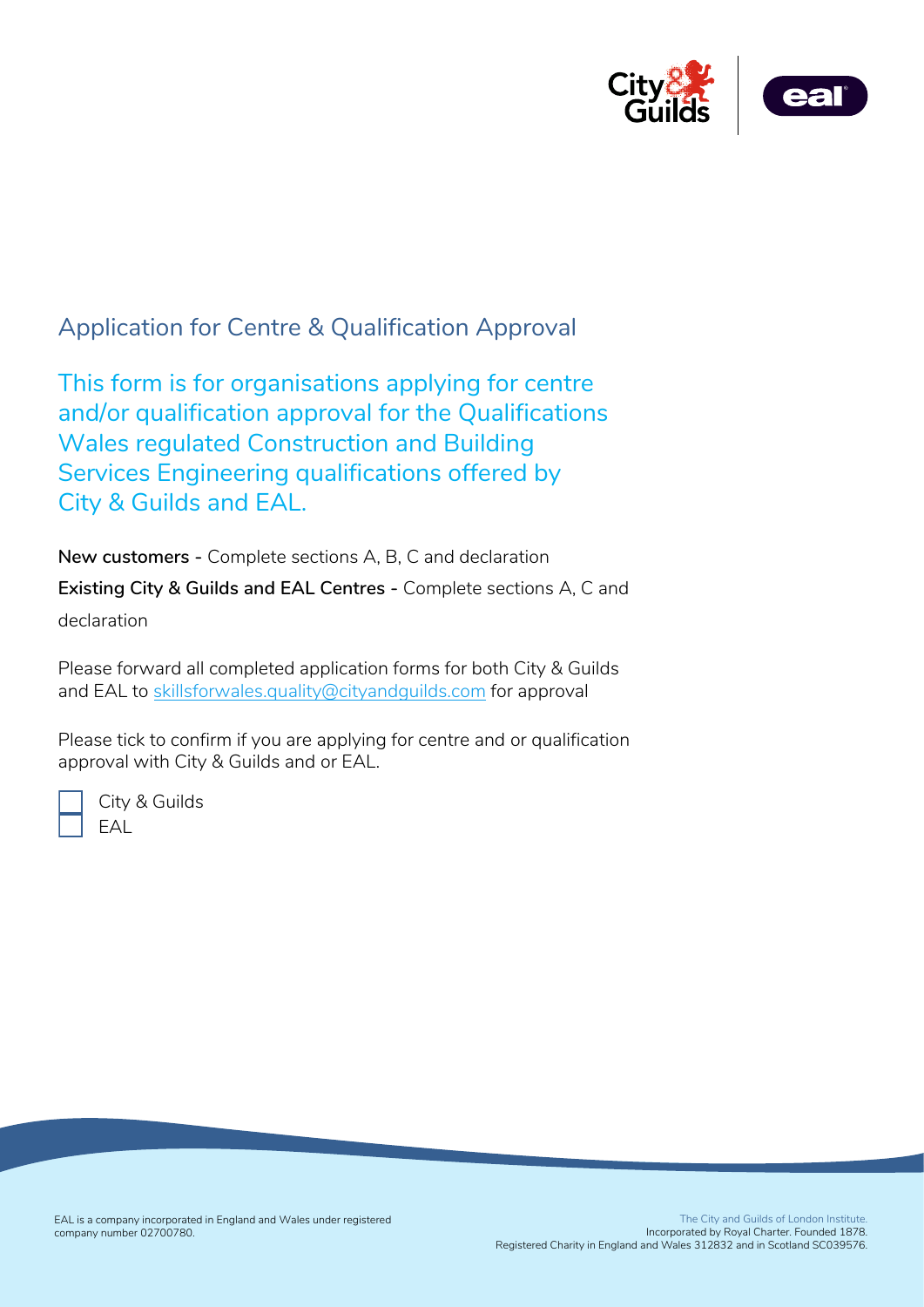# Application for Centre & Qualification Approval

## This form is for organisations applying for centre and/or qualification approval for the Qualifications Wales regulated Construction and Building Services Engineering qualifications offered by City & Guilds and EAL.

**New customers -** Complete sections A, B, C and declaration

**Existing City & Guilds and EAL Centres -** Complete sections A, C and declaration

Please forward all completed application forms for both City & Guilds and EAL to skillsforwales.quality@cityandguilds.com for approval

Please tick to confirm if you are applying for centre and or qualification approval with City & Guilds and or EAL.

- ☐ City & Guilds
- ☐ EAL

EAL is a company incorporated in England and Wales under registered company number 02700780.

The City and Guilds of London Institute. Incorporated by Royal Charter. Founded 1878. Registered Charity in England and Wales 312832 and in Scotland SC039576.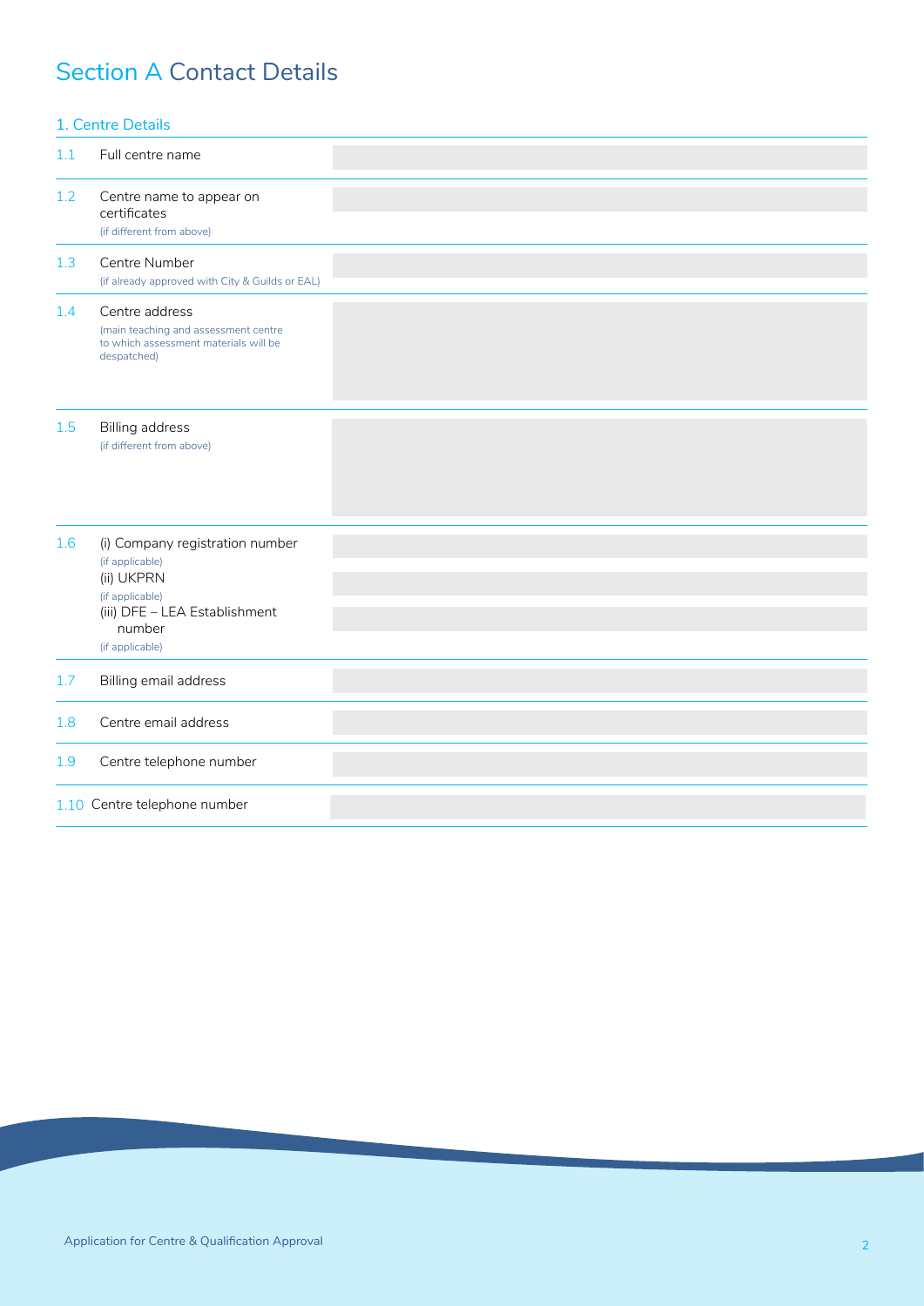# Section A Contact Details

## 1. Centre Details

| | | |
|---|---|---|
| 1.1 | Full centre name | |
| 1.2 | Centre name to appear on certificates<br>(if different from above) | |
| 1.3 | Centre Number<br>(if already approved with City & Guilds or EAL) | |
| 1.4 | Centre address<br>(main teaching and assessment centre to which assessment materials will be despatched) | |
| 1.5 | Billing address<br>(if different from above) | |
| 1.6 | (i) Company registration number<br>(if applicable)<br>(ii) UKPRN<br>(if applicable)<br>(iii) DFE – LEA Establishment number<br>(if applicable) | |
| 1.7 | Billing email address | |
| 1.8 | Centre email address | |
| 1.9 | Centre telephone number | |
| 1.10 | Centre telephone number | |

Application for Centre & Qualification Approval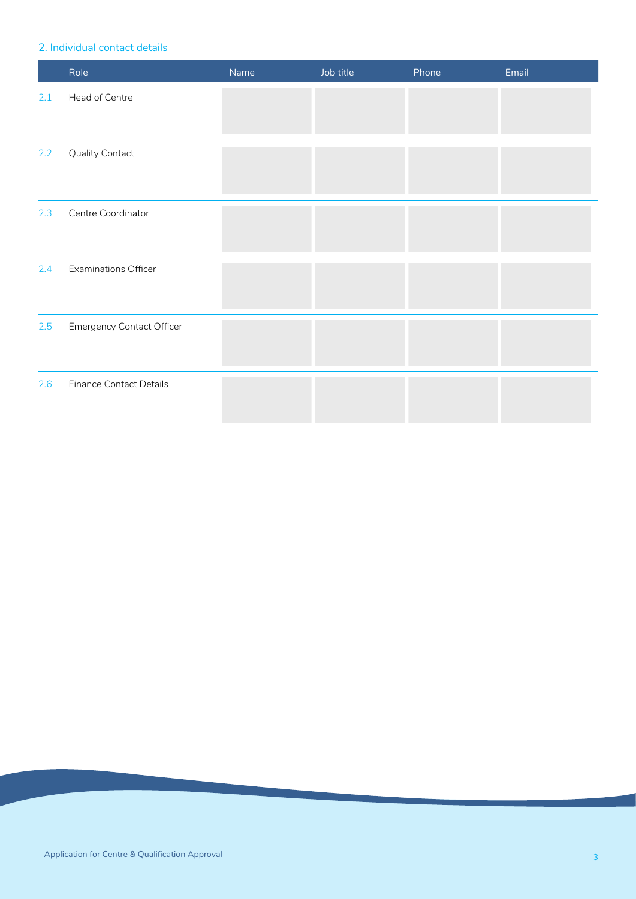## 2. Individual contact details

| | Role | Name | Job title | Phone | Email |
|---|---|---|---|---|---|
| 2.1 | Head of Centre | | | | |
| 2.2 | Quality Contact | | | | |
| 2.3 | Centre Coordinator | | | | |
| 2.4 | Examinations Officer | | | | |
| 2.5 | Emergency Contact Officer | | | | |
| 2.6 | Finance Contact Details | | | | |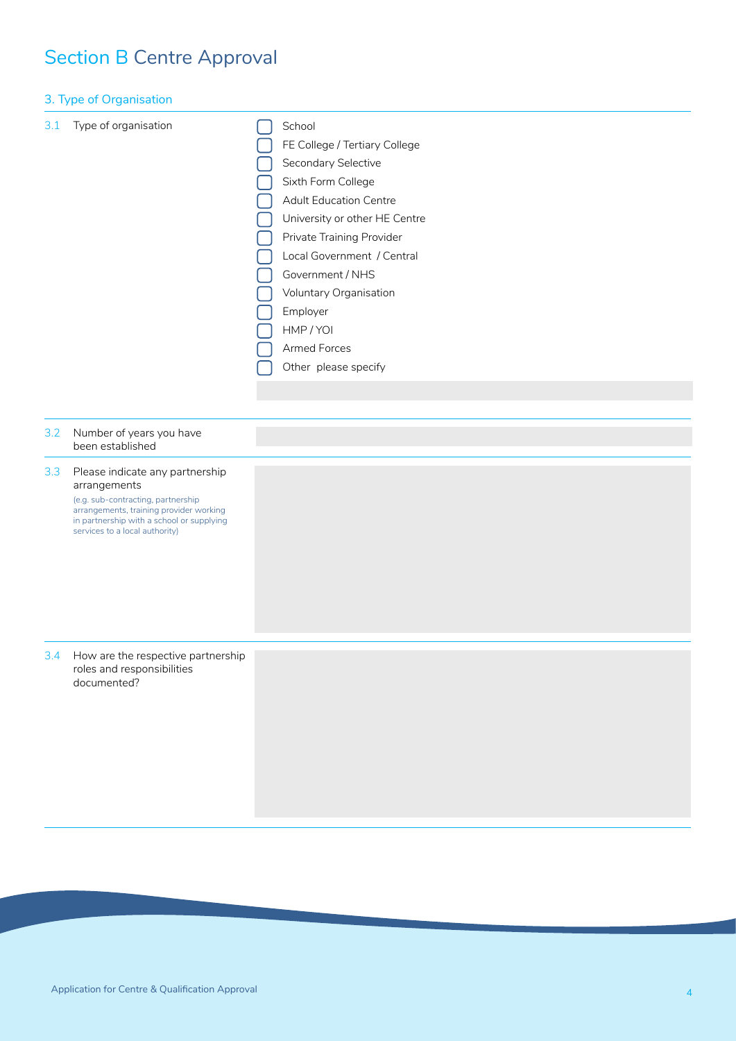# Section B Centre Approval

## 3. Type of Organisation

3.1 Type of organisation

- [ ] School
- [ ] FE College / Tertiary College
- [ ] Secondary Selective
- [ ] Sixth Form College
- [ ] Adult Education Centre
- [ ] University or other HE Centre
- [ ] Private Training Provider
- [ ] Local Government / Central
- [ ] Government / NHS
- [ ] Voluntary Organisation
- [ ] Employer
- [ ] HMP / YOI
- [ ] Armed Forces
- [ ] Other please specify

3.2 Number of years you have been established

3.3 Please indicate any partnership arrangements

(e.g. sub-contracting, partnership arrangements, training provider working in partnership with a school or supplying services to a local authority)

3.4 How are the respective partnership roles and responsibilities documented?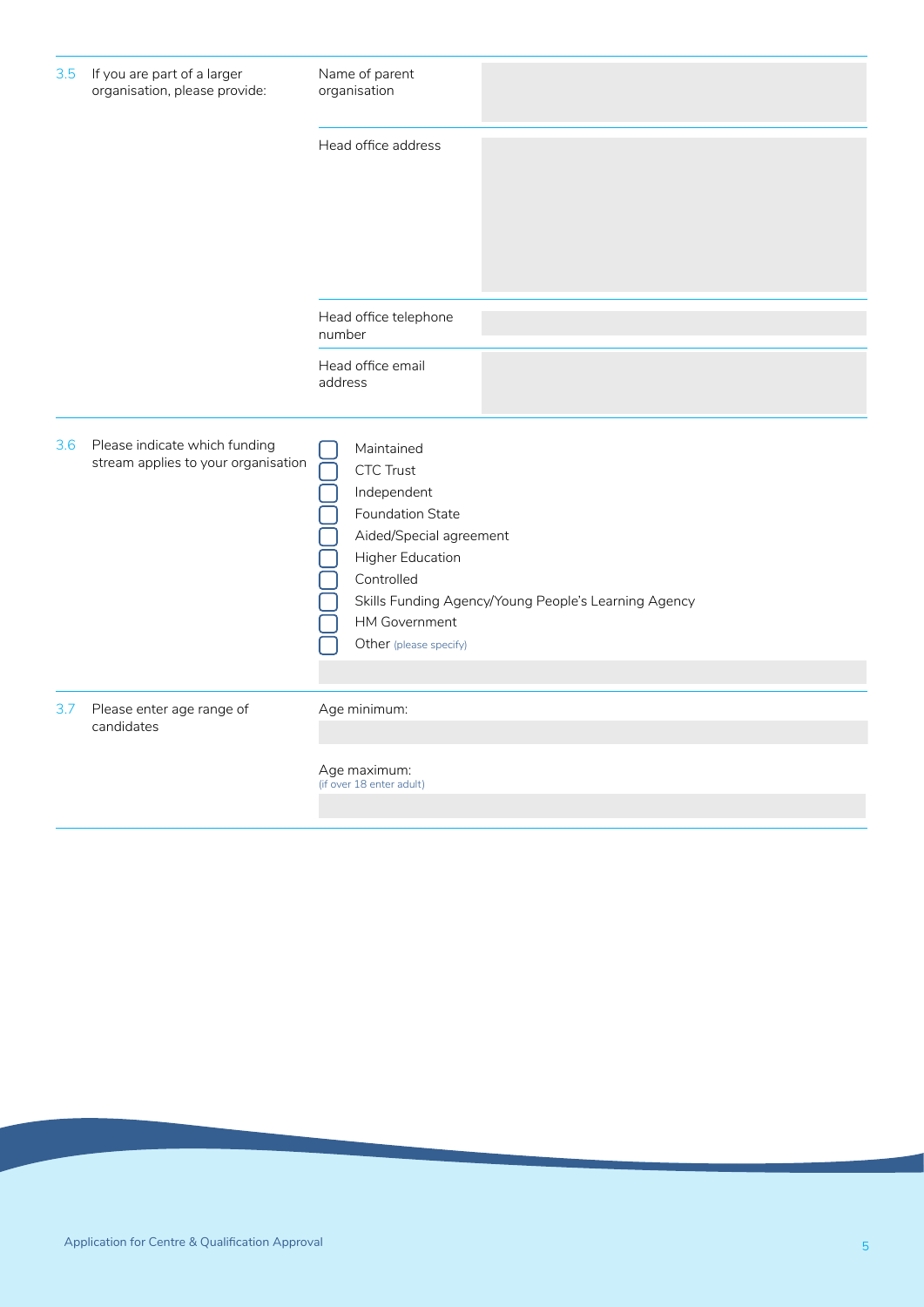| | | | |
|---|---|---|---|
| 3.5 | If you are part of a larger organisation, please provide: | Name of parent organisation | |
| | | Head office address | |
| | | Head office telephone number | |
| | | Head office email address | |

**3.6** Please indicate which funding stream applies to your organisation

- [ ] Maintained
- [ ] CTC Trust
- [ ] Independent
- [ ] Foundation State
- [ ] Aided/Special agreement
- [ ] Higher Education
- [ ] Controlled
- [ ] Skills Funding Agency/Young People's Learning Agency
- [ ] HM Government
- [ ] Other (please specify)

**3.7** Please enter age range of candidates

Age minimum:

Age maximum:
(if over 18 enter adult)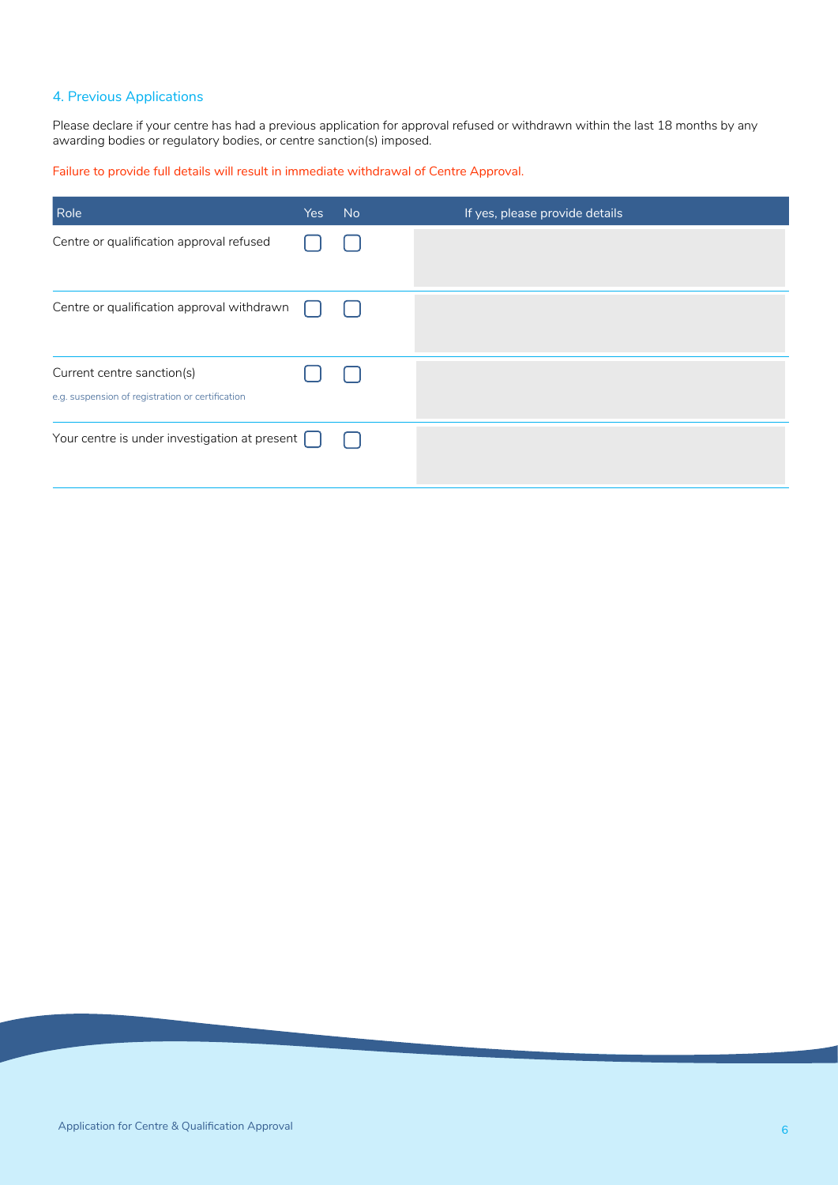## 4. Previous Applications

Please declare if your centre has had a previous application for approval refused or withdrawn within the last 18 months by any awarding bodies or regulatory bodies, or centre sanction(s) imposed.

Failure to provide full details will result in immediate withdrawal of Centre Approval.

| Role | Yes | No | If yes, please provide details |
|---|---|---|---|
| Centre or qualification approval refused | ☐ | ☐ | |
| Centre or qualification approval withdrawn | ☐ | ☐ | |
| Current centre sanction(s)<br>e.g. suspension of registration or certification | ☐ | ☐ | |
| Your centre is under investigation at present | ☐ | ☐ | |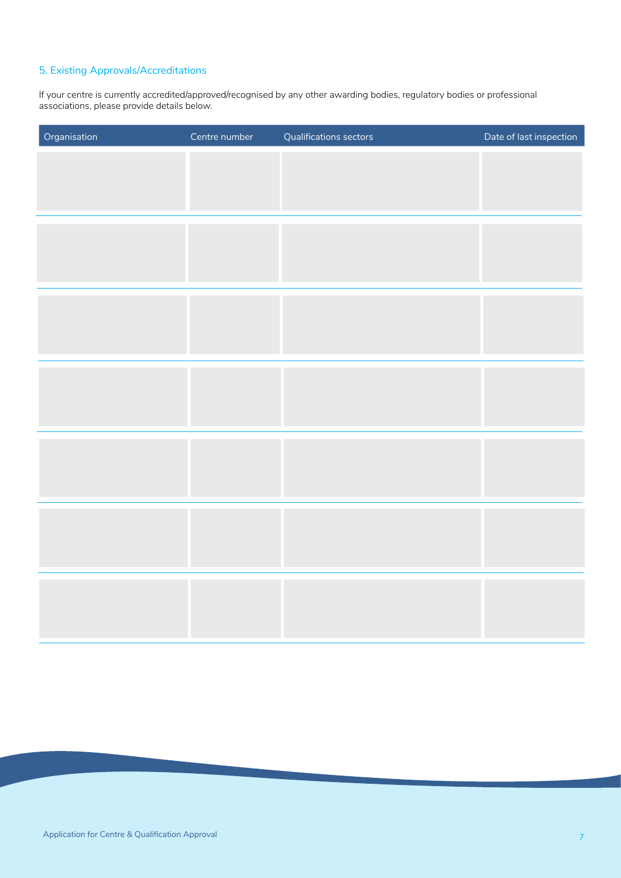## 5. Existing Approvals/Accreditations

If your centre is currently accredited/approved/recognised by any other awarding bodies, regulatory bodies or professional associations, please provide details below.

| Organisation | Centre number | Qualifications sectors | Date of last inspection |
|---|---|---|---|
| | | | |
| | | | |
| | | | |
| | | | |
| | | | |
| | | | |
| | | | |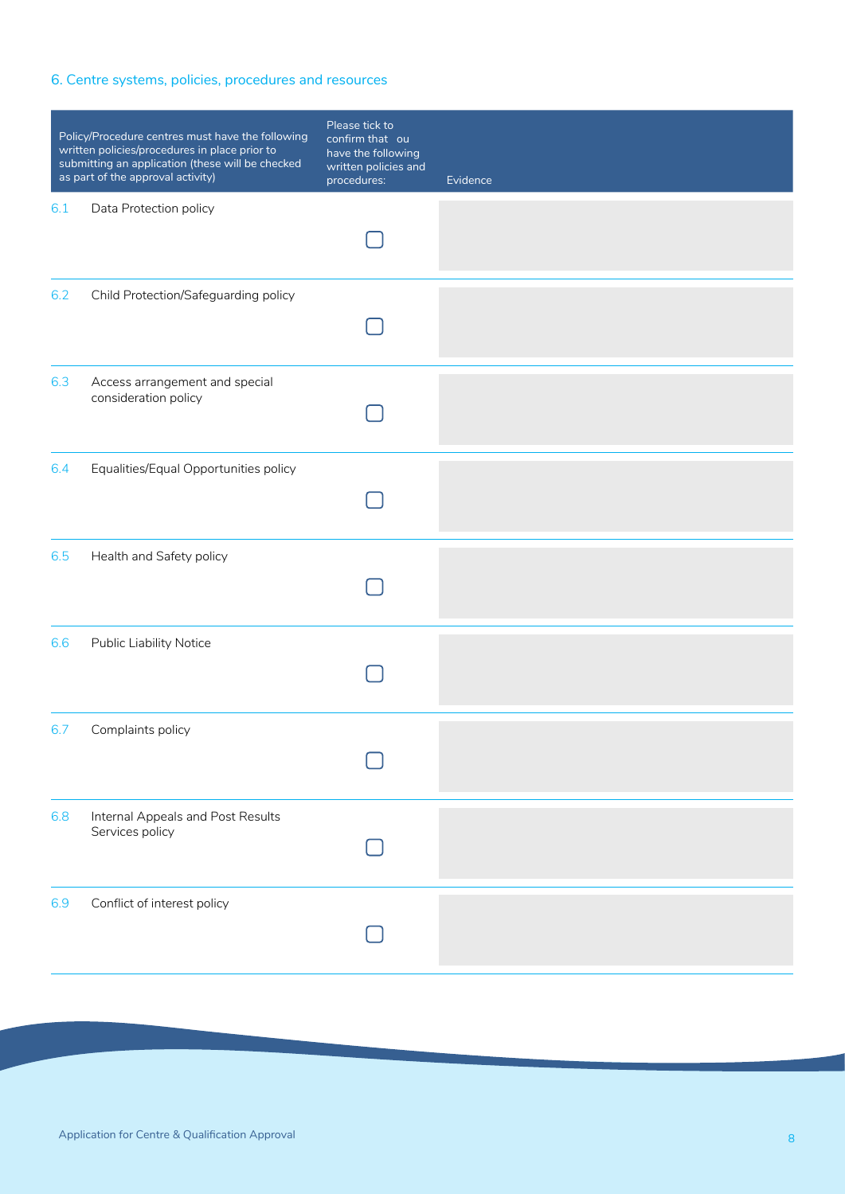## 6. Centre systems, policies, procedures and resources

| | Policy/Procedure centres must have the following written policies/procedures in place prior to submitting an application (these will be checked as part of the approval activity) | Please tick to confirm that ou have the following written policies and procedures: | Evidence |
|---|---|---|---|
| 6.1 | Data Protection policy | ☐ | |
| 6.2 | Child Protection/Safeguarding policy | ☐ | |
| 6.3 | Access arrangement and special consideration policy | ☐ | |
| 6.4 | Equalities/Equal Opportunities policy | ☐ | |
| 6.5 | Health and Safety policy | ☐ | |
| 6.6 | Public Liability Notice | ☐ | |
| 6.7 | Complaints policy | ☐ | |
| 6.8 | Internal Appeals and Post Results Services policy | ☐ | |
| 6.9 | Conflict of interest policy | ☐ | |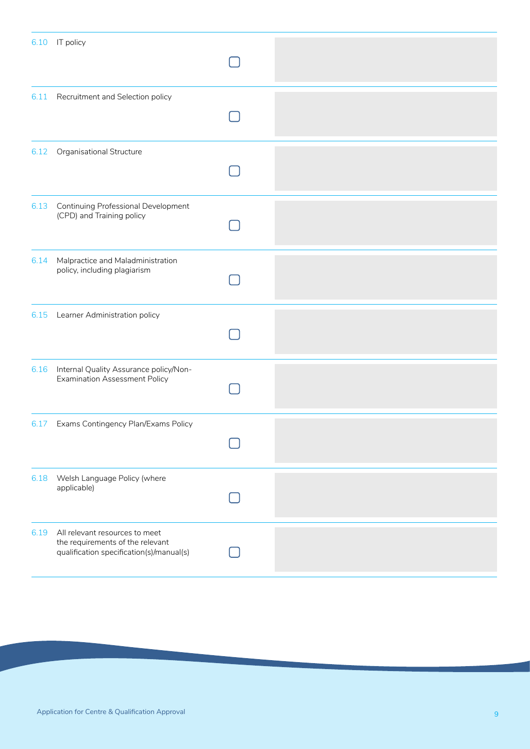| | | | |
|---|---|---|---|
| 6.10 | IT policy | ☐ | |
| 6.11 | Recruitment and Selection policy | ☐ | |
| 6.12 | Organisational Structure | ☐ | |
| 6.13 | Continuing Professional Development (CPD) and Training policy | ☐ | |
| 6.14 | Malpractice and Maladministration policy, including plagiarism | ☐ | |
| 6.15 | Learner Administration policy | ☐ | |
| 6.16 | Internal Quality Assurance policy/Non-Examination Assessment Policy | ☐ | |
| 6.17 | Exams Contingency Plan/Exams Policy | ☐ | |
| 6.18 | Welsh Language Policy (where applicable) | ☐ | |
| 6.19 | All relevant resources to meet the requirements of the relevant qualification specification(s)/manual(s) | ☐ | |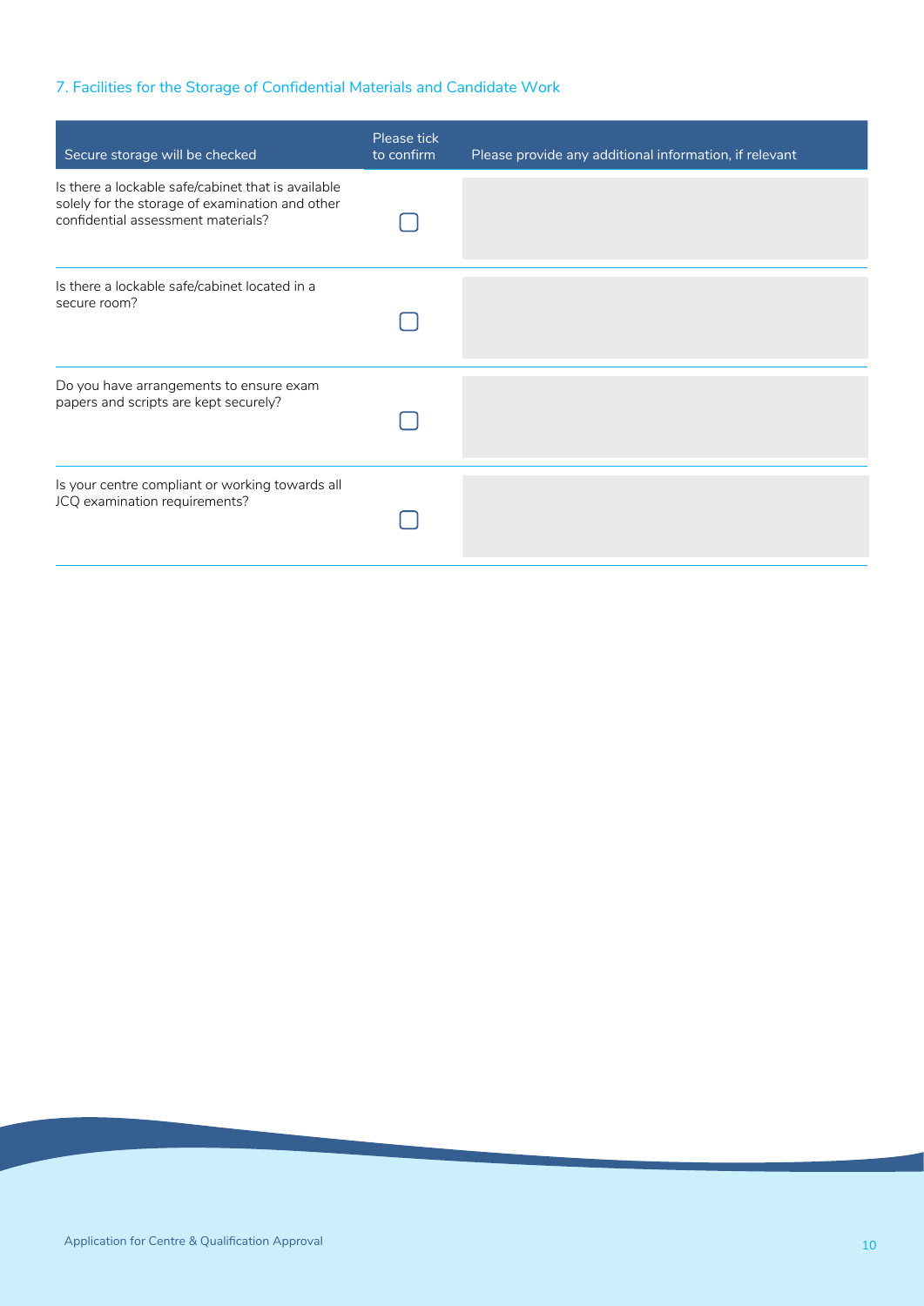## 7. Facilities for the Storage of Confidential Materials and Candidate Work

| Secure storage will be checked | Please tick to confirm | Please provide any additional information, if relevant |
|---|---|---|
| Is there a lockable safe/cabinet that is available solely for the storage of examination and other confidential assessment materials? | ☐ | |
| Is there a lockable safe/cabinet located in a secure room? | ☐ | |
| Do you have arrangements to ensure exam papers and scripts are kept securely? | ☐ | |
| Is your centre compliant or working towards all JCQ examination requirements? | ☐ | |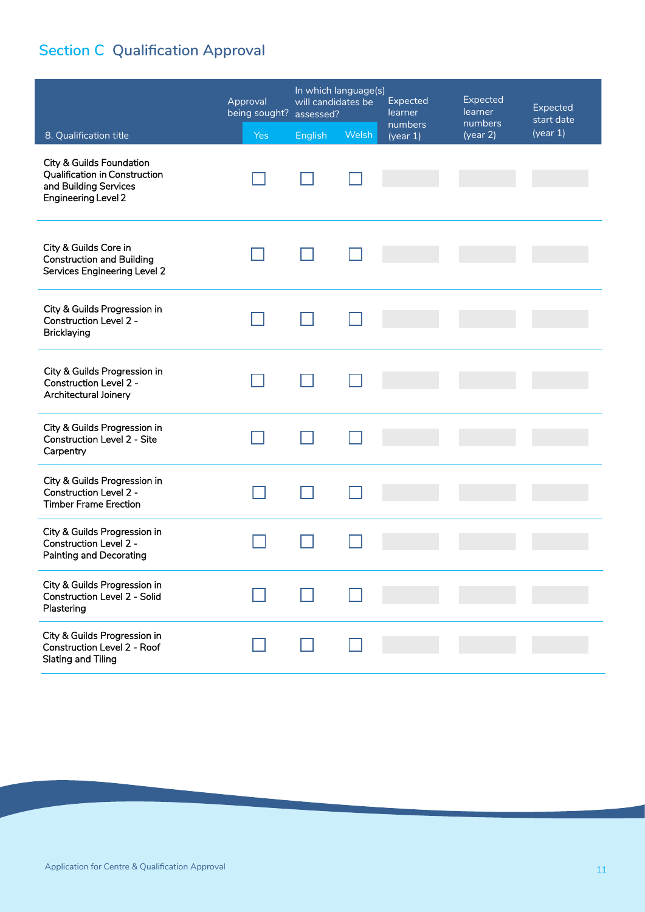## Section C  Qualification Approval

| 8. Qualification title | Approval being sought? | In which language(s) will candidates be assessed? | | Expected learner numbers (year 1) | Expected learner numbers (year 2) | Expected start date (year 1) |
|---|---|---|---|---|---|---|
| | Yes | English | Welsh | | | |
| City & Guilds Foundation Qualification in Construction and Building Services Engineering Level 2 | ☐ | ☐ | ☐ | | | |
| City & Guilds Core in Construction and Building Services Engineering Level 2 | ☐ | ☐ | ☐ | | | |
| City & Guilds Progression in Construction Level 2 - Bricklaying | ☐ | ☐ | ☐ | | | |
| City & Guilds Progression in Construction Level 2 - Architectural Joinery | ☐ | ☐ | ☐ | | | |
| City & Guilds Progression in Construction Level 2 - Site Carpentry | ☐ | ☐ | ☐ | | | |
| City & Guilds Progression in Construction Level 2 - Timber Frame Erection | ☐ | ☐ | ☐ | | | |
| City & Guilds Progression in Construction Level 2 - Painting and Decorating | ☐ | ☐ | ☐ | | | |
| City & Guilds Progression in Construction Level 2 - Solid Plastering | ☐ | ☐ | ☐ | | | |
| City & Guilds Progression in Construction Level 2 - Roof Slating and Tiling | ☐ | ☐ | ☐ | | | |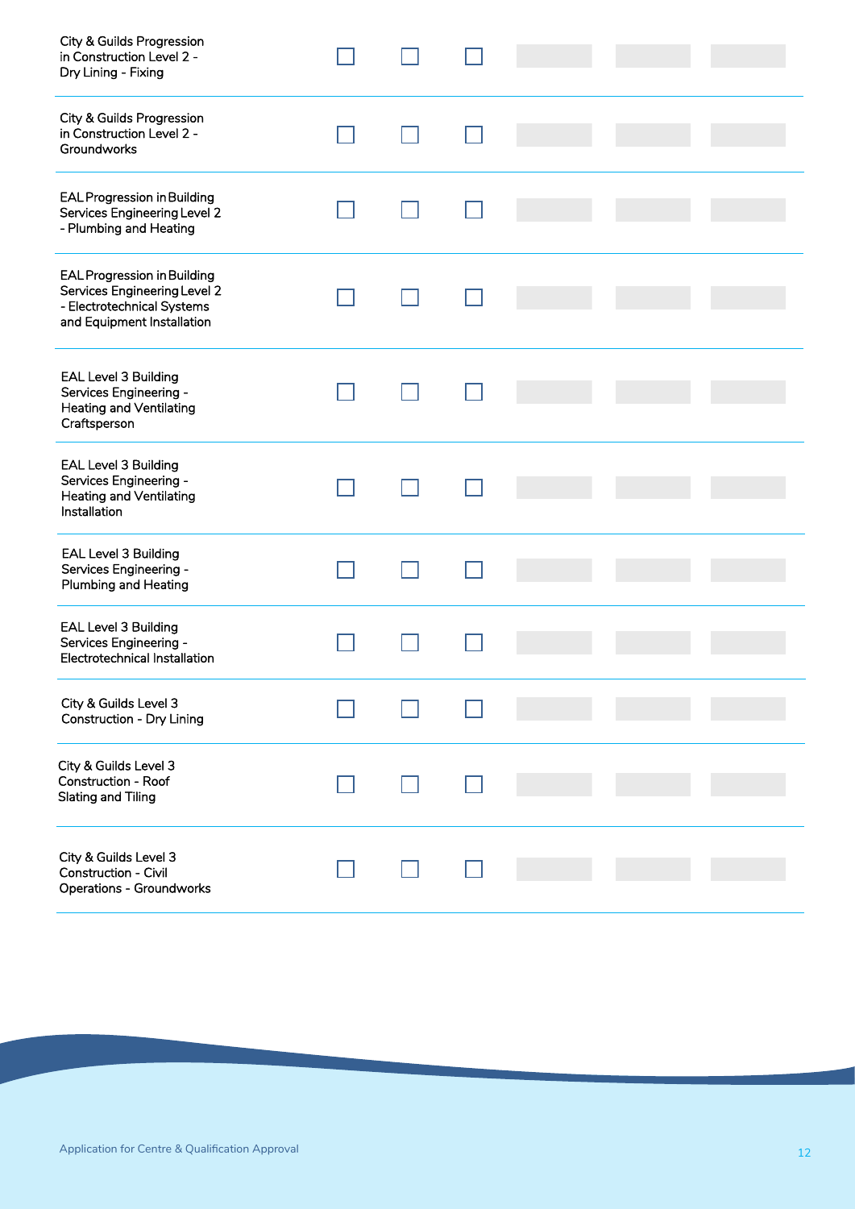| | | | | | | |
|---|---|---|---|---|---|---|
| City & Guilds Progression in Construction Level 2 - Dry Lining - Fixing | ☐ | ☐ | ☐ | | | |
| City & Guilds Progression in Construction Level 2 - Groundworks | ☐ | ☐ | ☐ | | | |
| EAL Progression in Building Services Engineering Level 2 - Plumbing and Heating | ☐ | ☐ | ☐ | | | |
| EAL Progression in Building Services Engineering Level 2 - Electrotechnical Systems and Equipment Installation | ☐ | ☐ | ☐ | | | |
| EAL Level 3 Building Services Engineering - Heating and Ventilating Craftsperson | ☐ | ☐ | ☐ | | | |
| EAL Level 3 Building Services Engineering - Heating and Ventilating Installation | ☐ | ☐ | ☐ | | | |
| EAL Level 3 Building Services Engineering - Plumbing and Heating | ☐ | ☐ | ☐ | | | |
| EAL Level 3 Building Services Engineering - Electrotechnical Installation | ☐ | ☐ | ☐ | | | |
| City & Guilds Level 3 Construction - Dry Lining | ☐ | ☐ | ☐ | | | |
| City & Guilds Level 3 Construction - Roof Slating and Tiling | ☐ | ☐ | ☐ | | | |
| City & Guilds Level 3 Construction - Civil Operations - Groundworks | ☐ | ☐ | ☐ | | | |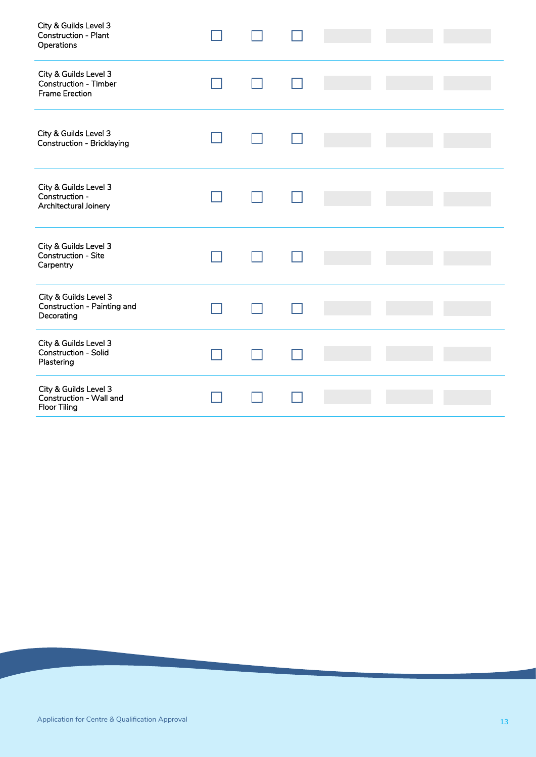| | | | | | | |
|---|---|---|---|---|---|---|
| City & Guilds Level 3 Construction - Plant Operations | ☐ | ☐ | ☐ | | | |
| City & Guilds Level 3 Construction - Timber Frame Erection | ☐ | ☐ | ☐ | | | |
| City & Guilds Level 3 Construction - Bricklaying | ☐ | ☐ | ☐ | | | |
| City & Guilds Level 3 Construction - Architectural Joinery | ☐ | ☐ | ☐ | | | |
| City & Guilds Level 3 Construction - Site Carpentry | ☐ | ☐ | ☐ | | | |
| City & Guilds Level 3 Construction - Painting and Decorating | ☐ | ☐ | ☐ | | | |
| City & Guilds Level 3 Construction - Solid Plastering | ☐ | ☐ | ☐ | | | |
| City & Guilds Level 3 Construction - Wall and Floor Tiling | ☐ | ☐ | ☐ | | | |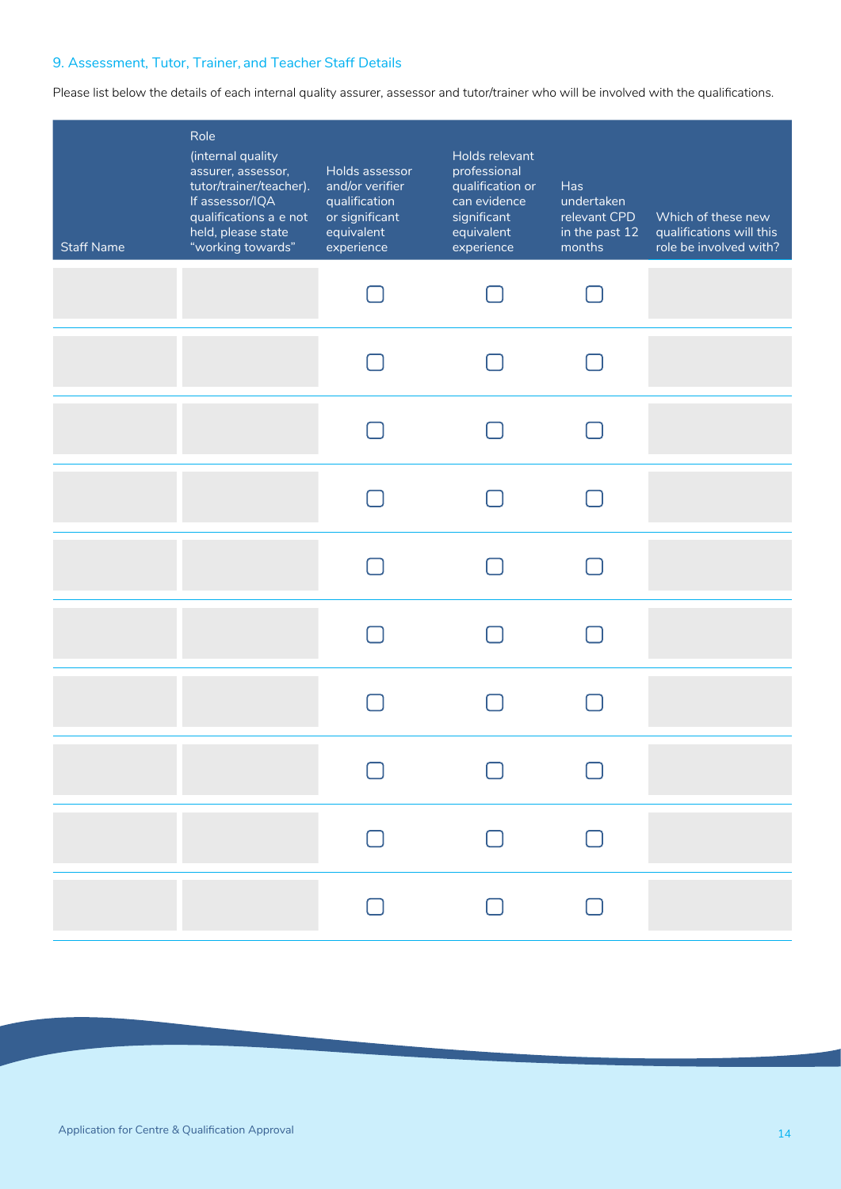## 9. Assessment, Tutor, Trainer, and Teacher Staff Details

Please list below the details of each internal quality assurer, assessor and tutor/trainer who will be involved with the qualifications.

| Staff Name | Role (internal quality assurer, assessor, tutor/trainer/teacher). If assessor/IQA qualifications a e not held, please state "working towards" | Holds assessor and/or verifier qualification or significant equivalent experience | Holds relevant professional qualification or can evidence significant equivalent experience | Has undertaken relevant CPD in the past 12 months | Which of these new qualifications will this role be involved with? |
|---|---|---|---|---|---|
| | | ☐ | ☐ | ☐ | |
| | | ☐ | ☐ | ☐ | |
| | | ☐ | ☐ | ☐ | |
| | | ☐ | ☐ | ☐ | |
| | | ☐ | ☐ | ☐ | |
| | | ☐ | ☐ | ☐ | |
| | | ☐ | ☐ | ☐ | |
| | | ☐ | ☐ | ☐ | |
| | | ☐ | ☐ | ☐ | |
| | | ☐ | ☐ | ☐ | |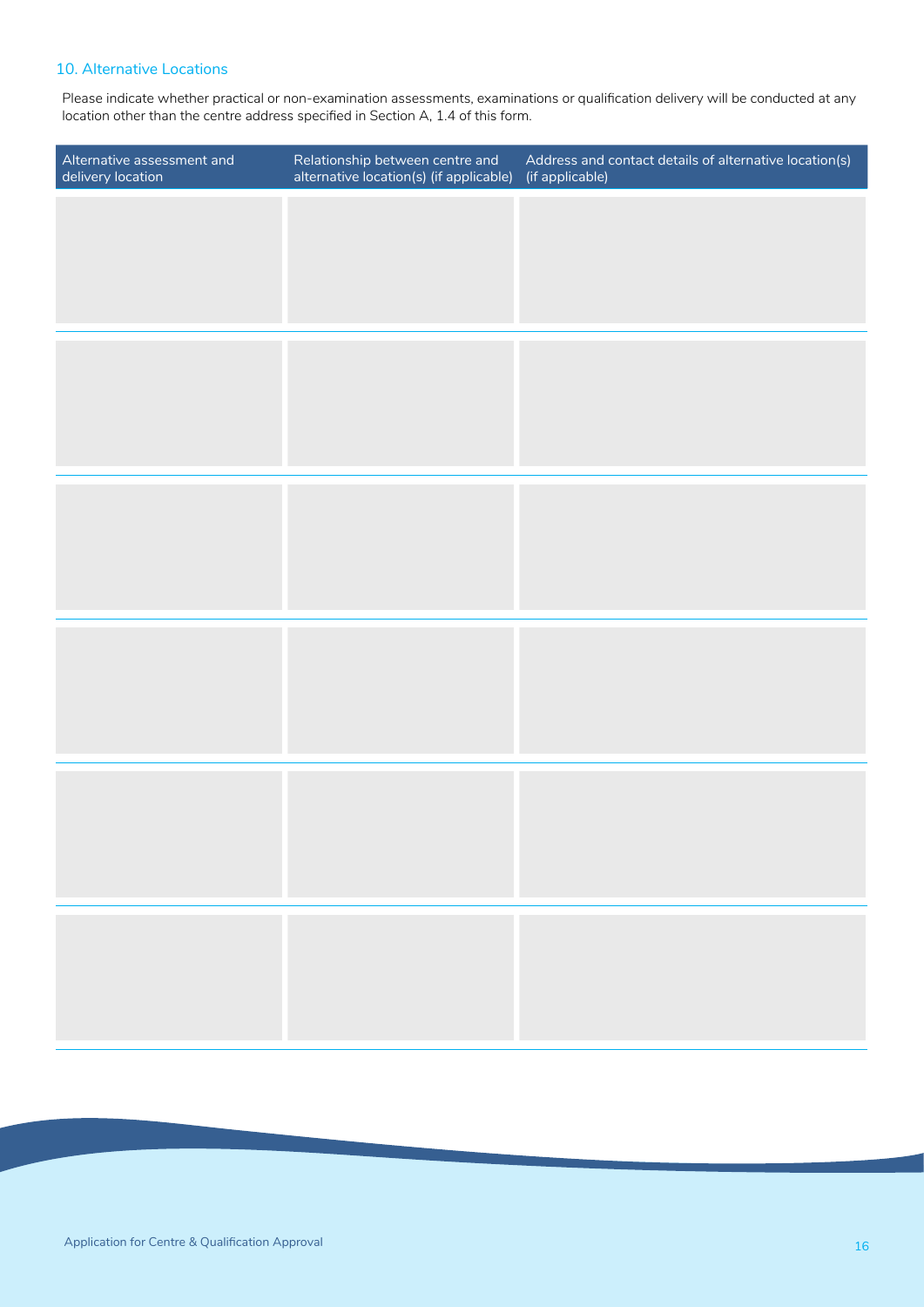## 10. Alternative Locations

Please indicate whether practical or non-examination assessments, examinations or qualification delivery will be conducted at any location other than the centre address specified in Section A, 1.4 of this form.

| Alternative assessment and delivery location | Relationship between centre and alternative location(s) (if applicable) | Address and contact details of alternative location(s) (if applicable) |
| --- | --- | --- |
| | | |
| | | |
| | | |
| | | |
| | | |
| | | |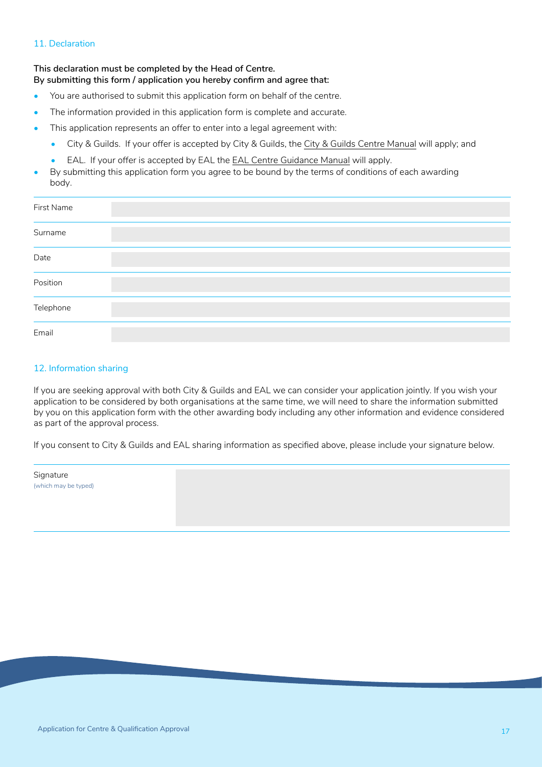## 11. Declaration

**This declaration must be completed by the Head of Centre.**
**By submitting this form / application you hereby confirm and agree that:**

- You are authorised to submit this application form on behalf of the centre.
- The information provided in this application form is complete and accurate.
- This application represents an offer to enter into a legal agreement with:
  - City & Guilds. If your offer is accepted by City & Guilds, the City & Guilds Centre Manual will apply; and
  - EAL. If your offer is accepted by EAL the EAL Centre Guidance Manual will apply.
- By submitting this application form you agree to be bound by the terms of conditions of each awarding body.

| | |
|---|---|
| First Name | |
| Surname | |
| Date | |
| Position | |
| Telephone | |
| Email | |

## 12. Information sharing

If you are seeking approval with both City & Guilds and EAL we can consider your application jointly. If you wish your application to be considered by both organisations at the same time, we will need to share the information submitted by you on this application form with the other awarding body including any other information and evidence considered as part of the approval process.

If you consent to City & Guilds and EAL sharing information as specified above, please include your signature below.

| | |
|---|---|
| Signature (which may be typed) | |

Application for Centre & Qualification Approval